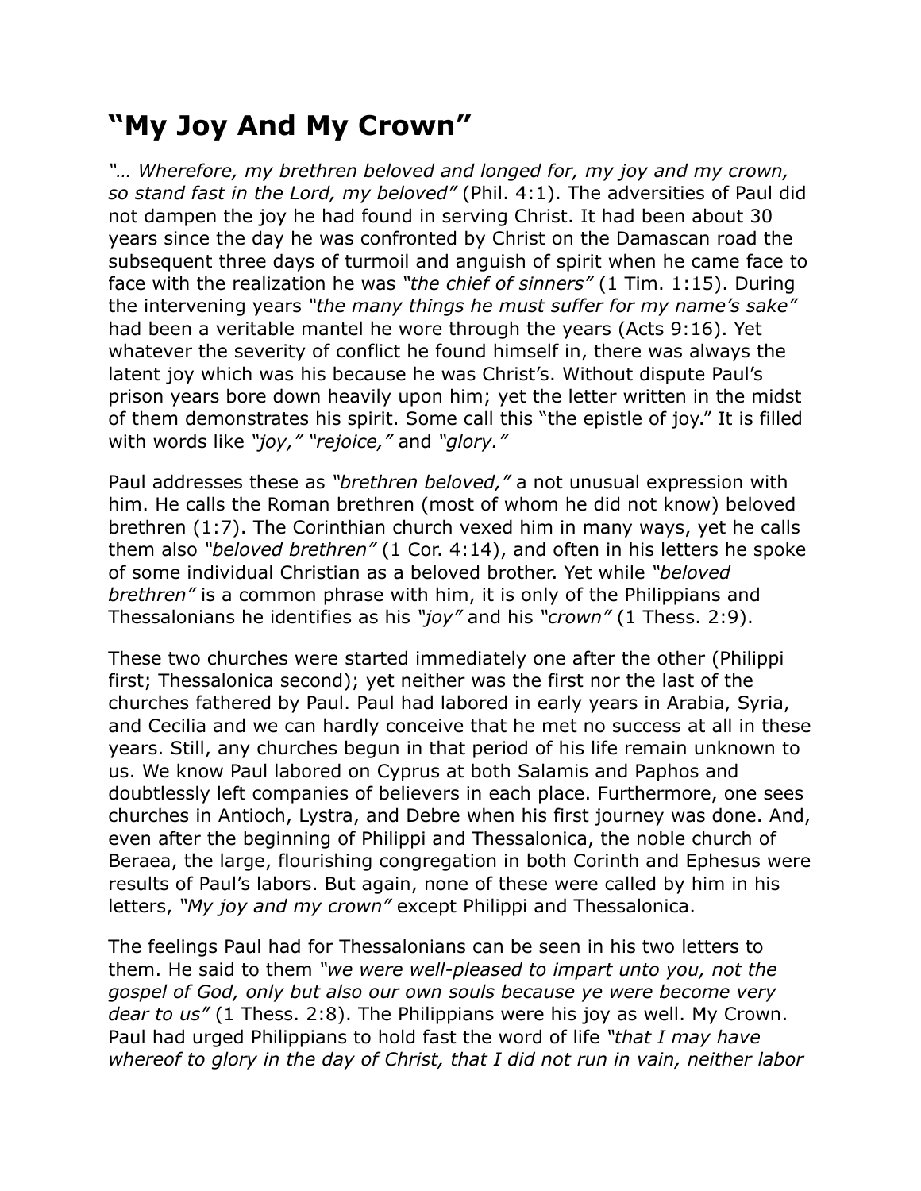# "My Joy And My Crown"

*"… Wherefore, my brethren beloved and longed for, my joy and my crown, so stand fast in the Lord, my beloved"* (Phil. 4:1). The adversities of Paul did not dampen the joy he had found in serving Christ. It had been about 30 years since the day he was confronted by Christ on the Damascan road the subsequent three days of turmoil and anguish of spirit when he came face to face with the realization he was *"the chief of sinners"* (1 Tim. 1:15). During the intervening years *"the many things he must suffer for my name's sake"* had been a veritable mantel he wore through the years (Acts 9:16). Yet whatever the severity of conflict he found himself in, there was always the latent joy which was his because he was Christ's. Without dispute Paul's prison years bore down heavily upon him; yet the letter written in the midst of them demonstrates his spirit. Some call this "the epistle of joy." It is filled with words like *"joy," "rejoice,"* and *"glory."*

Paul addresses these as *"brethren beloved,"* a not unusual expression with him. He calls the Roman brethren (most of whom he did not know) beloved brethren (1:7). The Corinthian church vexed him in many ways, yet he calls them also *"beloved brethren"* (1 Cor. 4:14), and often in his letters he spoke of some individual Christian as a beloved brother. Yet while *"beloved brethren"* is a common phrase with him, it is only of the Philippians and Thessalonians he identifies as his *"joy"* and his *"crown"* (1 Thess. 2:9).

These two churches were started immediately one after the other (Philippi first; Thessalonica second); yet neither was the first nor the last of the churches fathered by Paul. Paul had labored in early years in Arabia, Syria, and Cecilia and we can hardly conceive that he met no success at all in these years. Still, any churches begun in that period of his life remain unknown to us. We know Paul labored on Cyprus at both Salamis and Paphos and doubtlessly left companies of believers in each place. Furthermore, one sees churches in Antioch, Lystra, and Debre when his first journey was done. And, even after the beginning of Philippi and Thessalonica, the noble church of Beraea, the large, flourishing congregation in both Corinth and Ephesus were results of Paul's labors. But again, none of these were called by him in his letters, *"My joy and my crown"* except Philippi and Thessalonica.

The feelings Paul had for Thessalonians can be seen in his two letters to them. He said to them *"we were well-pleased to impart unto you, not the gospel of God, only but also our own souls because ye were become very dear to us"* (1 Thess. 2:8). The Philippians were his joy as well. My Crown. Paul had urged Philippians to hold fast the word of life *"that I may have whereof to glory in the day of Christ, that I did not run in vain, neither labor*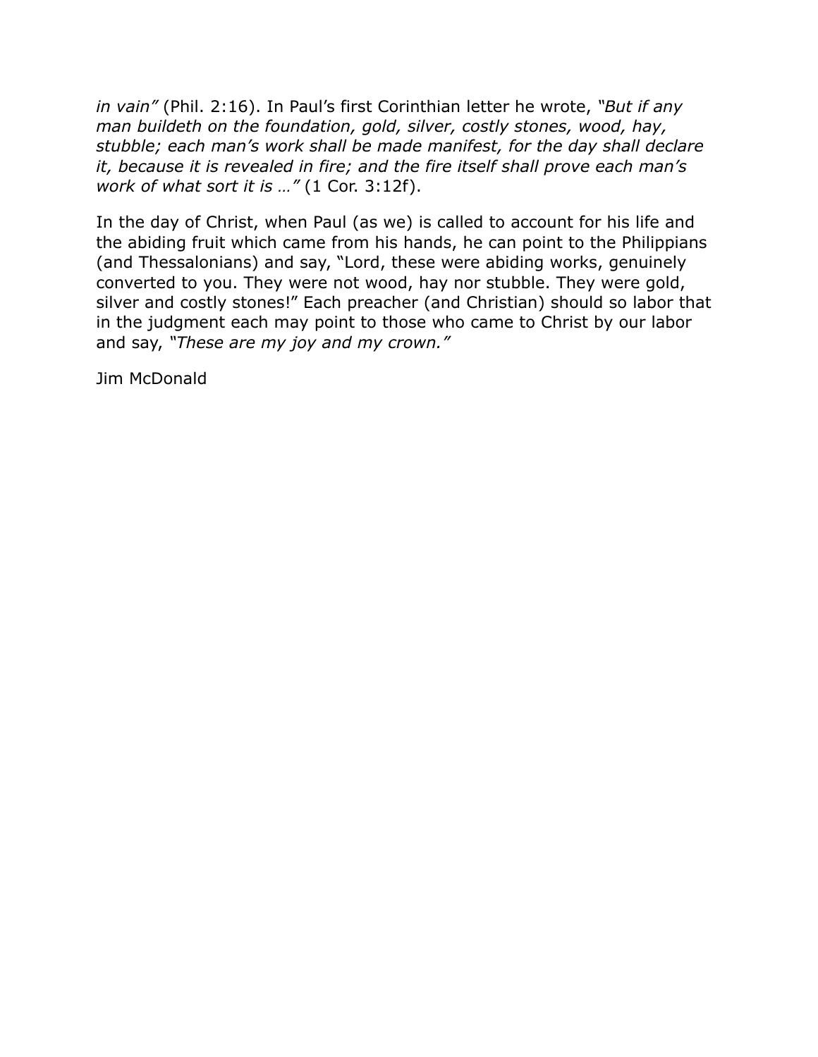*in vain"* (Phil. 2:16). In Paul's first Corinthian letter he wrote, *"But if any man buildeth on the foundation, gold, silver, costly stones, wood, hay, stubble; each man's work shall be made manifest, for the day shall declare it, because it is revealed in fire; and the fire itself shall prove each man's work of what sort it is …"* (1 Cor. 3:12f).

In the day of Christ, when Paul (as we) is called to account for his life and the abiding fruit which came from his hands, he can point to the Philippians (and Thessalonians) and say, "Lord, these were abiding works, genuinely converted to you. They were not wood, hay nor stubble. They were gold, silver and costly stones!" Each preacher (and Christian) should so labor that in the judgment each may point to those who came to Christ by our labor and say, *"These are my joy and my crown."*

Jim McDonald